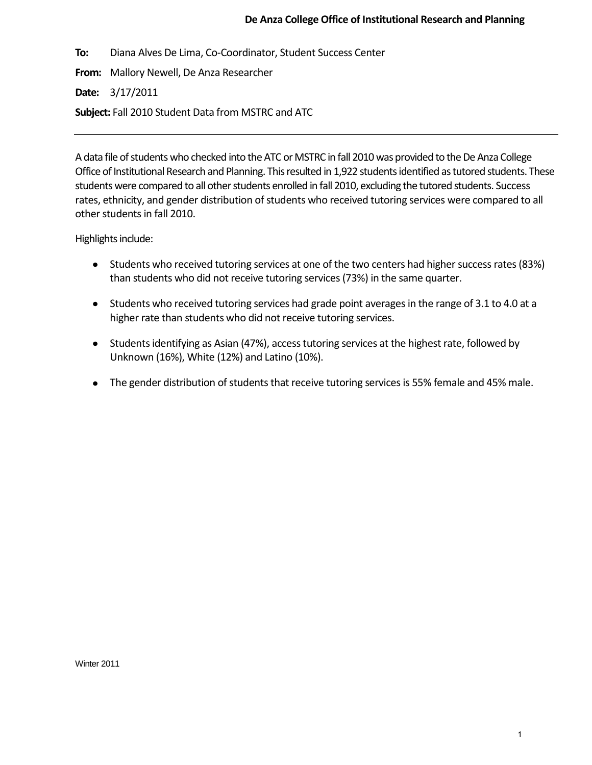**De Anza College Office of Institutional Research and Planning**

**To:** Diana Alves De Lima, Co-Coordinator, Student Success Center

**From:** Mallory Newell, De Anza Researcher

**Date:** 3/17/2011

**Subject:** Fall 2010 Student Data from MSTRC and ATC

---

A data file of students who checked into the ATC or MSTRC in fall 2010 was provided to the De Anza College Office of Institutional Research and Planning. This resulted in 1,922 students identified as tutored students. These students were compared to all other students enrolled in fall 2010, excluding the tutored students. Success rates, ethnicity, and gender distribution of students who received tutoring services were compared to all other students in fall 2010.

Highlights include:

- Students who received tutoring services at one of the two centers had higher success rates (83%) than students who did not receive tutoring services (73%) in the same quarter.
- Students who received tutoring services had grade point averages in the range of 3.1 to 4.0 at a higher rate than students who did not receive tutoring services.
- Students identifying as Asian (47%), access tutoring services at the highest rate, followed by Unknown (16%), White (12%) and Latino (10%).
- The gender distribution of students that receive tutoring services is 55% female and 45% male.

Winter 2011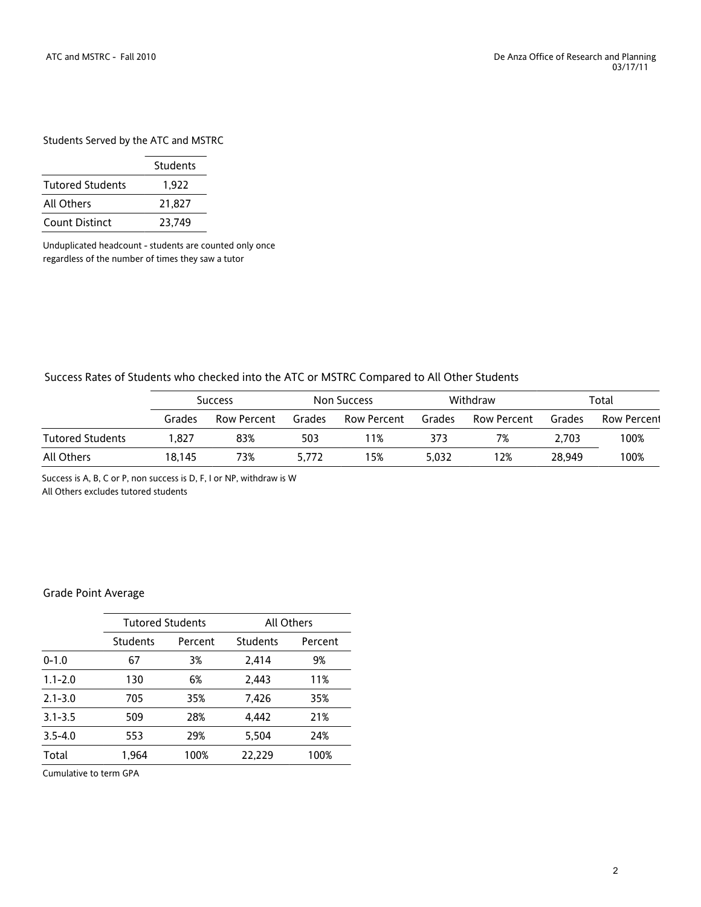### Students Served by the ATC and MSTRC

| | Students |
|---|---|
| Tutored Students | 1,922 |
| All Others | 21,827 |
| Count Distinct | 23,749 |

Unduplicated headcount - students are counted only once regardless of the number of times they saw a tutor

### Success Rates of Students who checked into the ATC or MSTRC Compared to All Other Students

| | Success | | Non Success | | Withdraw | | Total | |
|---|---|---|---|---|---|---|---|---|
| | Grades | Row Percent | Grades | Row Percent | Grades | Row Percent | Grades | Row Percent |
| Tutored Students | 1,827 | 83% | 503 | 11% | 373 | 7% | 2,703 | 100% |
| All Others | 18,145 | 73% | 5,772 | 15% | 5,032 | 12% | 28,949 | 100% |

Success is A, B, C or P, non success is D, F, I or NP, withdraw is W
All Others excludes tutored students

### Grade Point Average

| | Tutored Students | | All Others | |
|---|---|---|---|---|
| | Students | Percent | Students | Percent |
| 0-1.0 | 67 | 3% | 2,414 | 9% |
| 1.1-2.0 | 130 | 6% | 2,443 | 11% |
| 2.1-3.0 | 705 | 35% | 7,426 | 35% |
| 3.1-3.5 | 509 | 28% | 4,442 | 21% |
| 3.5-4.0 | 553 | 29% | 5,504 | 24% |
| Total | 1,964 | 100% | 22,229 | 100% |

Cumulative to term GPA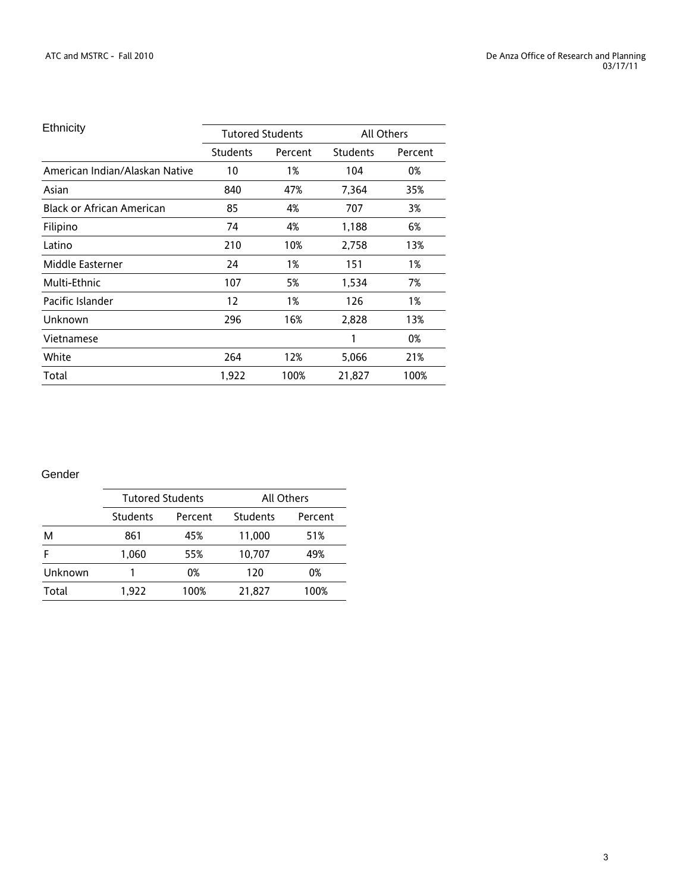## Ethnicity

| | Tutored Students | | All Others | |
|---|---|---|---|---|
| | Students | Percent | Students | Percent |
| American Indian/Alaskan Native | 10 | 1% | 104 | 0% |
| Asian | 840 | 47% | 7,364 | 35% |
| Black or African American | 85 | 4% | 707 | 3% |
| Filipino | 74 | 4% | 1,188 | 6% |
| Latino | 210 | 10% | 2,758 | 13% |
| Middle Easterner | 24 | 1% | 151 | 1% |
| Multi-Ethnic | 107 | 5% | 1,534 | 7% |
| Pacific Islander | 12 | 1% | 126 | 1% |
| Unknown | 296 | 16% | 2,828 | 13% |
| Vietnamese | | | 1 | 0% |
| White | 264 | 12% | 5,066 | 21% |
| Total | 1,922 | 100% | 21,827 | 100% |

## Gender

| | Tutored Students | | All Others | |
|---|---|---|---|---|
| | Students | Percent | Students | Percent |
| M | 861 | 45% | 11,000 | 51% |
| F | 1,060 | 55% | 10,707 | 49% |
| Unknown | 1 | 0% | 120 | 0% |
| Total | 1,922 | 100% | 21,827 | 100% |